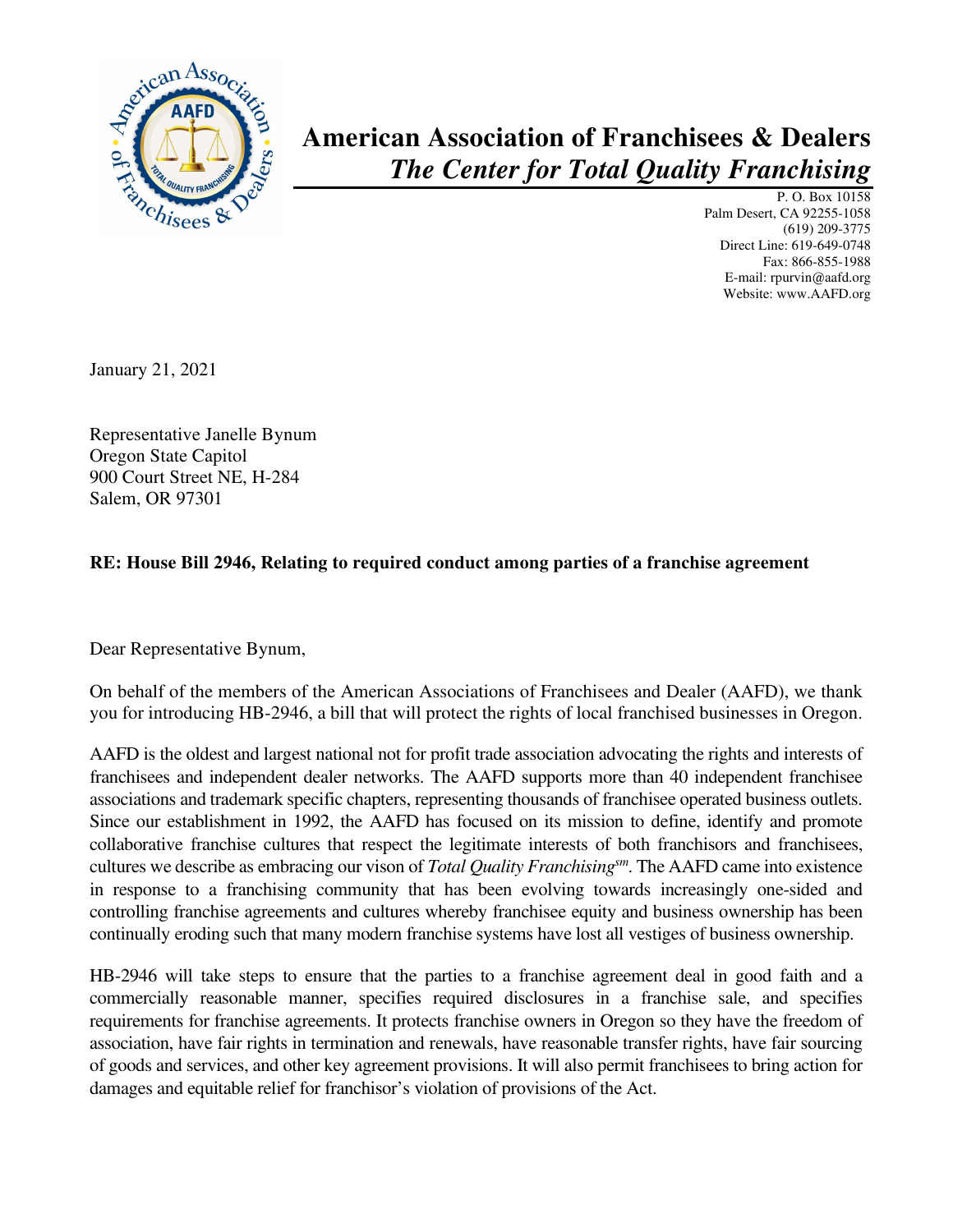# American Association of Franchisees & Dealers

## *The Center for Total Quality Franchising*

P. O. Box 10158
Palm Desert, CA 92255-1058
(619) 209-3775
Direct Line: 619-649-0748
Fax: 866-855-1988
E-mail: rpurvin@aafd.org
Website: www.AAFD.org

January 21, 2021

Representative Janelle Bynum
Oregon State Capitol
900 Court Street NE, H-284
Salem, OR 97301

**RE: House Bill 2946, Relating to required conduct among parties of a franchise agreement**

Dear Representative Bynum,

On behalf of the members of the American Associations of Franchisees and Dealer (AAFD), we thank you for introducing HB-2946, a bill that will protect the rights of local franchised businesses in Oregon.

AAFD is the oldest and largest national not for profit trade association advocating the rights and interests of franchisees and independent dealer networks. The AAFD supports more than 40 independent franchisee associations and trademark specific chapters, representing thousands of franchisee operated business outlets. Since our establishment in 1992, the AAFD has focused on its mission to define, identify and promote collaborative franchise cultures that respect the legitimate interests of both franchisors and franchisees, cultures we describe as embracing our vison of *Total Quality Franchising[sm]*. The AAFD came into existence in response to a franchising community that has been evolving towards increasingly one-sided and controlling franchise agreements and cultures whereby franchisee equity and business ownership has been continually eroding such that many modern franchise systems have lost all vestiges of business ownership.

HB-2946 will take steps to ensure that the parties to a franchise agreement deal in good faith and a commercially reasonable manner, specifies required disclosures in a franchise sale, and specifies requirements for franchise agreements. It protects franchise owners in Oregon so they have the freedom of association, have fair rights in termination and renewals, have reasonable transfer rights, have fair sourcing of goods and services, and other key agreement provisions. It will also permit franchisees to bring action for damages and equitable relief for franchisor's violation of provisions of the Act.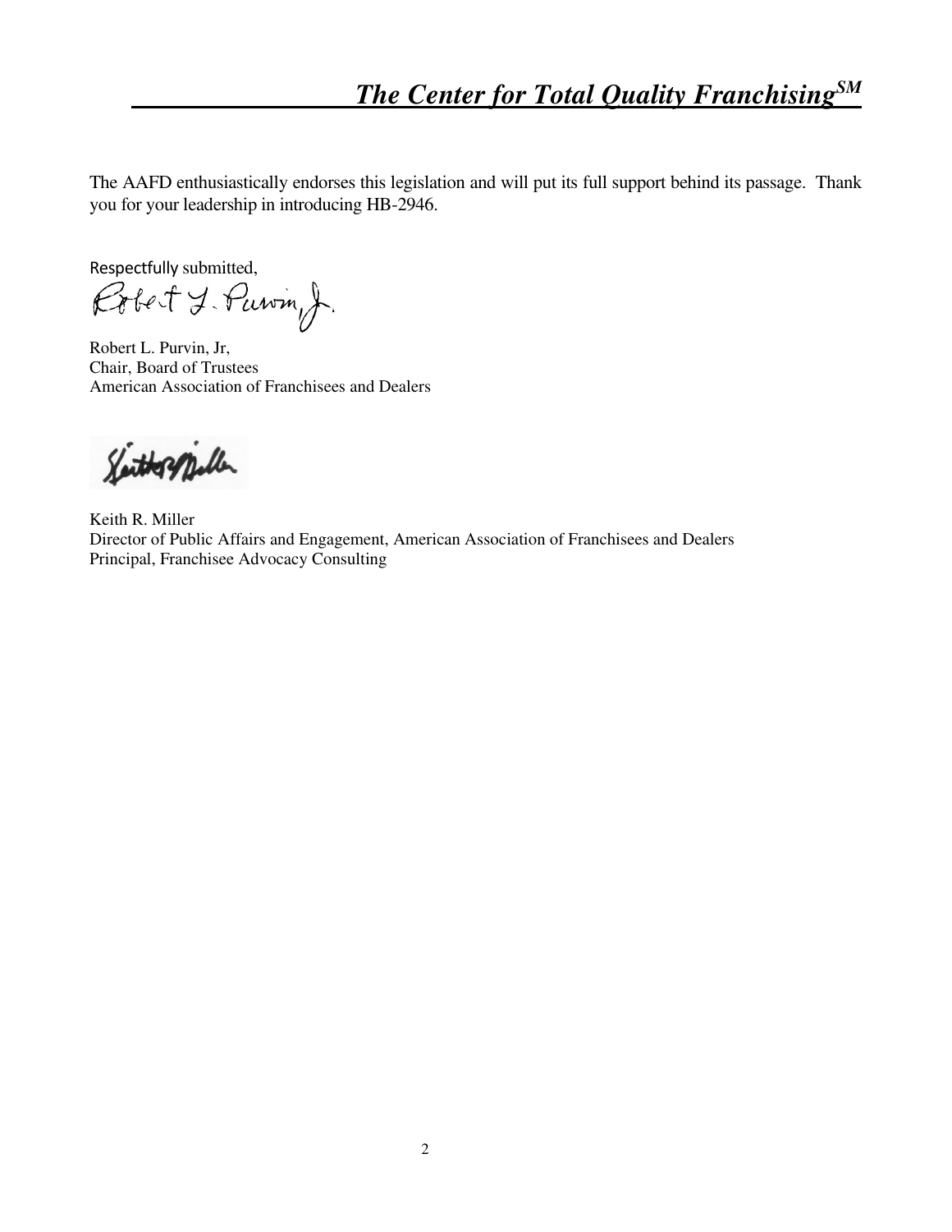The AAFD enthusiastically endorses this legislation and will put its full support behind its passage. Thank you for your leadership in introducing HB-2946.

Respectfully submitted,

Robert L. Purvin, Jr,
Chair, Board of Trustees
American Association of Franchisees and Dealers

Keith R. Miller
Director of Public Affairs and Engagement, American Association of Franchisees and Dealers
Principal, Franchisee Advocacy Consulting